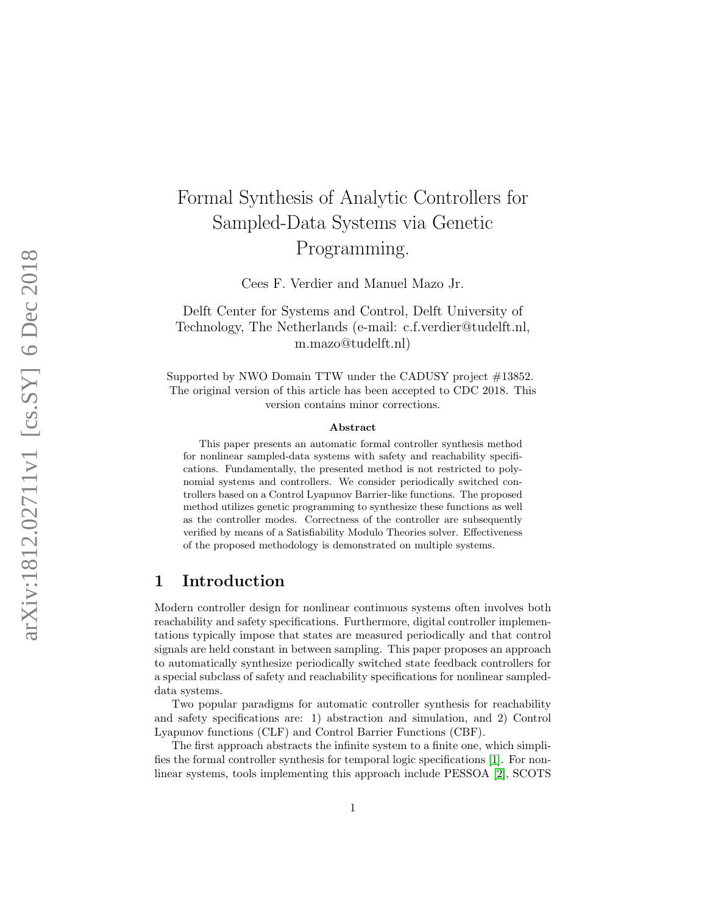# Formal Synthesis of Analytic Controllers for Sampled-Data Systems via Genetic Programming.

Cees F. Verdier and Manuel Mazo Jr.

Delft Center for Systems and Control, Delft University of Technology, The Netherlands (e-mail: c.f.verdier@tudelft.nl, m.mazo@tudelft.nl)

Supported by NWO Domain TTW under the CADUSY project #13852. The original version of this article has been accepted to CDC 2018. This version contains minor corrections.

### Abstract

This paper presents an automatic formal controller synthesis method for nonlinear sampled-data systems with safety and reachability specifications. Fundamentally, the presented method is not restricted to polynomial systems and controllers. We consider periodically switched controllers based on a Control Lyapunov Barrier-like functions. The proposed method utilizes genetic programming to synthesize these functions as well as the controller modes. Correctness of the controller are subsequently verified by means of a Satisfiability Modulo Theories solver. Effectiveness of the proposed methodology is demonstrated on multiple systems.

## 1 Introduction

Modern controller design for nonlinear continuous systems often involves both reachability and safety specifications. Furthermore, digital controller implementations typically impose that states are measured periodically and that control signals are held constant in between sampling. This paper proposes an approach to automatically synthesize periodically switched state feedback controllers for a special subclass of safety and reachability specifications for nonlinear sampled-data systems.

Two popular paradigms for automatic controller synthesis for reachability and safety specifications are: 1) abstraction and simulation, and 2) Control Lyapunov functions (CLF) and Control Barrier Functions (CBF).

The first approach abstracts the infinite system to a finite one, which simplifies the formal controller synthesis for temporal logic specifications [1]. For nonlinear systems, tools implementing this approach include PESSOA [2], SCOTS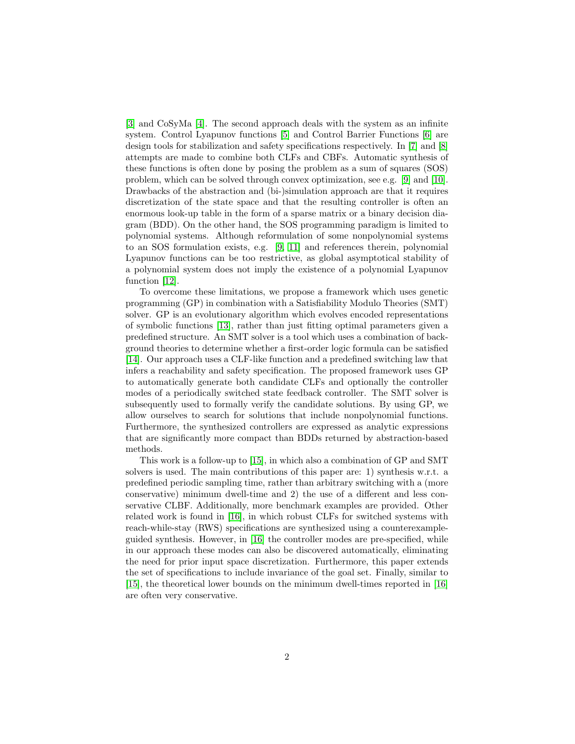[3] and CoSyMa [4]. The second approach deals with the system as an infinite system. Control Lyapunov functions [5] and Control Barrier Functions [6] are design tools for stabilization and safety specifications respectively. In [7] and [8] attempts are made to combine both CLFs and CBFs. Automatic synthesis of these functions is often done by posing the problem as a sum of squares (SOS) problem, which can be solved through convex optimization, see e.g. [9] and [10]. Drawbacks of the abstraction and (bi-)simulation approach are that it requires discretization of the state space and that the resulting controller is often an enormous look-up table in the form of a sparse matrix or a binary decision diagram (BDD). On the other hand, the SOS programming paradigm is limited to polynomial systems. Although reformulation of some nonpolynomial systems to an SOS formulation exists, e.g. [9, 11] and references therein, polynomial Lyapunov functions can be too restrictive, as global asymptotical stability of a polynomial system does not imply the existence of a polynomial Lyapunov function [12].

To overcome these limitations, we propose a framework which uses genetic programming (GP) in combination with a Satisfiability Modulo Theories (SMT) solver. GP is an evolutionary algorithm which evolves encoded representations of symbolic functions [13], rather than just fitting optimal parameters given a predefined structure. An SMT solver is a tool which uses a combination of background theories to determine whether a first-order logic formula can be satisfied [14]. Our approach uses a CLF-like function and a predefined switching law that infers a reachability and safety specification. The proposed framework uses GP to automatically generate both candidate CLFs and optionally the controller modes of a periodically switched state feedback controller. The SMT solver is subsequently used to formally verify the candidate solutions. By using GP, we allow ourselves to search for solutions that include nonpolynomial functions. Furthermore, the synthesized controllers are expressed as analytic expressions that are significantly more compact than BDDs returned by abstraction-based methods.

This work is a follow-up to [15], in which also a combination of GP and SMT solvers is used. The main contributions of this paper are: 1) synthesis w.r.t. a predefined periodic sampling time, rather than arbitrary switching with a (more conservative) minimum dwell-time and 2) the use of a different and less conservative CLBF. Additionally, more benchmark examples are provided. Other related work is found in [16], in which robust CLFs for switched systems with reach-while-stay (RWS) specifications are synthesized using a counterexample-guided synthesis. However, in [16] the controller modes are pre-specified, while in our approach these modes can also be discovered automatically, eliminating the need for prior input space discretization. Furthermore, this paper extends the set of specifications to include invariance of the goal set. Finally, similar to [15], the theoretical lower bounds on the minimum dwell-times reported in [16] are often very conservative.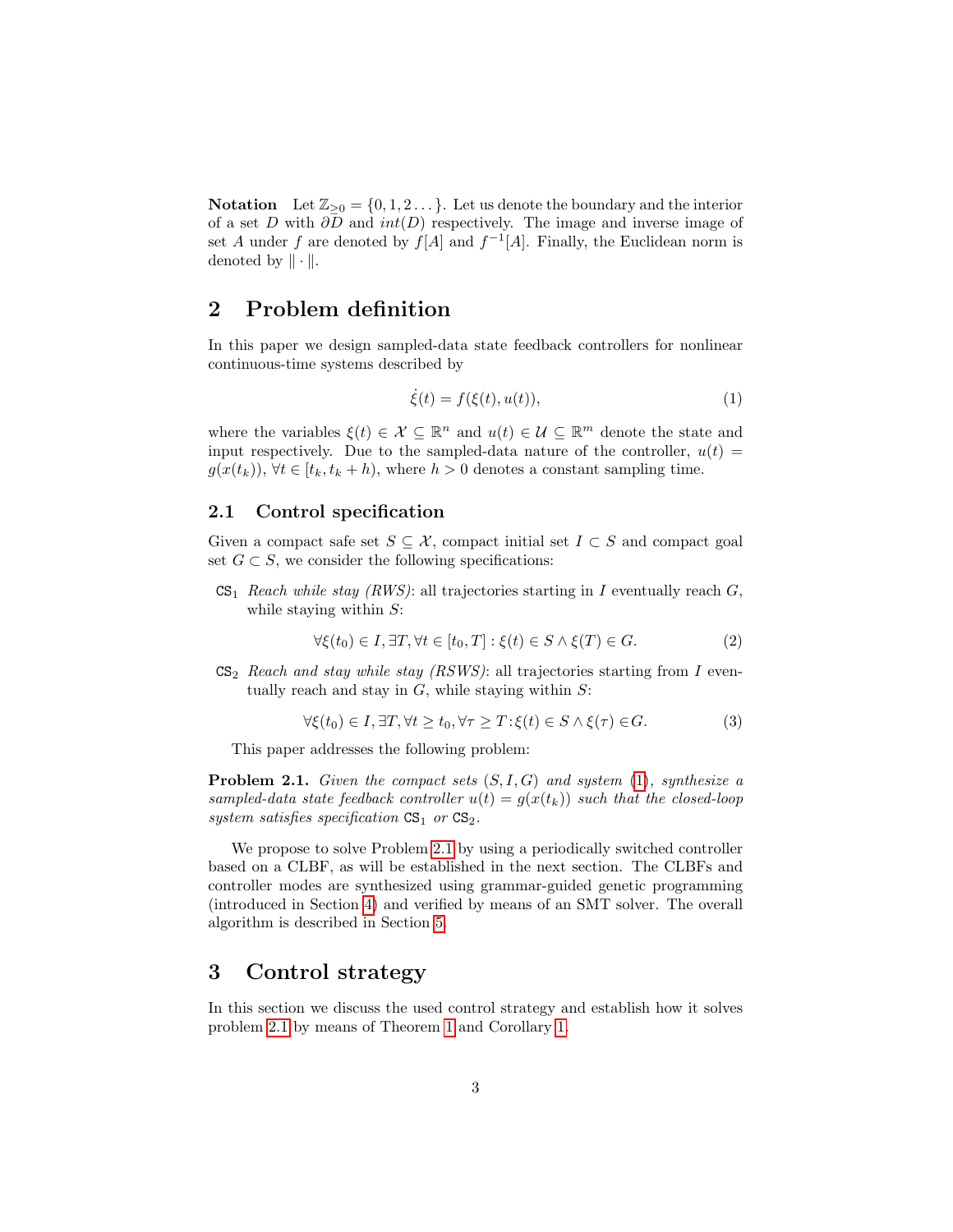**Notation** Let $\mathbb{Z}_{\geq 0} = \{0, 1, 2 \dots\}$. Let us denote the boundary and the interior of a set $D$ with $\partial D$ and $int(D)$ respectively. The image and inverse image of set $A$ under $f$ are denoted by $f[A]$ and $f^{-1}[A]$. Finally, the Euclidean norm is denoted by $\| \cdot \|$.

## 2 Problem definition

In this paper we design sampled-data state feedback controllers for nonlinear continuous-time systems described by

$$\dot{\xi}(t) = f(\xi(t), u(t)), \tag{1}$$

where the variables $\xi(t) \in \mathcal{X} \subseteq \mathbb{R}^n$ and $u(t) \in \mathcal{U} \subseteq \mathbb{R}^m$ denote the state and input respectively. Due to the sampled-data nature of the controller, $u(t) = g(x(t_k))$, $\forall t \in [t_k, t_k + h)$, where $h > 0$ denotes a constant sampling time.

### 2.1 Control specification

Given a compact safe set $S \subseteq \mathcal{X}$, compact initial set $I \subset S$ and compact goal set $G \subset S$, we consider the following specifications:

- $\texttt{CS}_1$ *Reach while stay (RWS)*: all trajectories starting in $I$ eventually reach $G$, while staying within $S$:

$$\forall \xi(t_0) \in I, \exists T, \forall t \in [t_0, T] : \xi(t) \in S \wedge \xi(T) \in G. \tag{2}$$

- $\texttt{CS}_2$ *Reach and stay while stay (RSWS)*: all trajectories starting from $I$ eventually reach and stay in $G$, while staying within $S$:

$$\forall \xi(t_0) \in I, \exists T, \forall t \geq t_0, \forall \tau \geq T : \xi(t) \in S \wedge \xi(\tau) \in G. \tag{3}$$

This paper addresses the following problem:

**Problem 2.1.** *Given the compact sets $(S, I, G)$ and system (1), synthesize a sampled-data state feedback controller $u(t) = g(x(t_k))$ such that the closed-loop system satisfies specification $\texttt{CS}_1$ or $\texttt{CS}_2$.*

We propose to solve Problem 2.1 by using a periodically switched controller based on a CLBF, as will be established in the next section. The CLBFs and controller modes are synthesized using grammar-guided genetic programming (introduced in Section 4) and verified by means of an SMT solver. The overall algorithm is described in Section 5.

## 3 Control strategy

In this section we discuss the used control strategy and establish how it solves problem 2.1 by means of Theorem 1 and Corollary 1.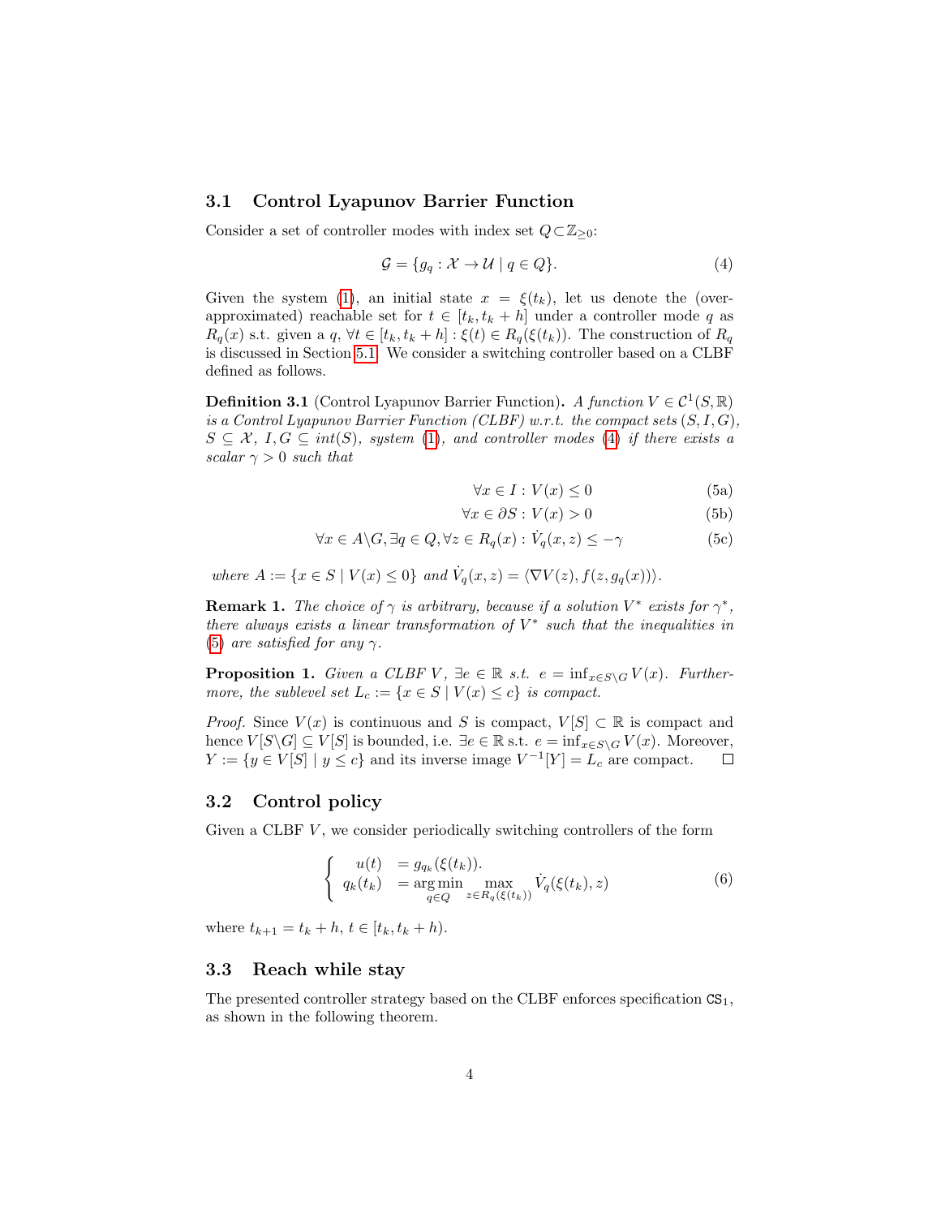### 3.1 Control Lyapunov Barrier Function

Consider a set of controller modes with index set $Q \subset \mathbb{Z}_{\geq 0}$:

$$\mathcal{G} = \{g_q : \mathcal{X} \to \mathcal{U} \mid q \in Q\}. \tag{4}$$

Given the system (1), an initial state $x = \xi(t_k)$, let us denote the (over-approximated) reachable set for $t \in [t_k, t_k + h]$ under a controller mode $q$ as $R_q(x)$ s.t. given a $q$, $\forall t \in [t_k, t_k + h] : \xi(t) \in R_q(\xi(t_k))$. The construction of $R_q$ is discussed in Section 5.1. We consider a switching controller based on a CLBF defined as follows.

**Definition 3.1** (Control Lyapunov Barrier Function)**.** *A function $V \in \mathcal{C}^1(S, \mathbb{R})$ is a Control Lyapunov Barrier Function (CLBF) w.r.t. the compact sets $(S, I, G)$, $S \subseteq \mathcal{X}$, $I, G \subseteq int(S)$, system (1), and controller modes (4) if there exists a scalar $\gamma > 0$ such that*

$$\forall x \in I : V(x) \leq 0 \tag{5a}$$

$$\forall x \in \partial S : V(x) > 0 \tag{5b}$$

$$\forall x \in A \backslash G, \exists q \in Q, \forall z \in R_q(x) : \dot{V}_q(x, z) \leq -\gamma \tag{5c}$$

*where $A := \{x \in S \mid V(x) \leq 0\}$ and $\dot{V}_q(x, z) = \langle \nabla V(z), f(z, g_q(x)) \rangle$.*

**Remark 1.** *The choice of $\gamma$ is arbitrary, because if a solution $V^*$ exists for $\gamma^*$, there always exists a linear transformation of $V^*$ such that the inequalities in (5) are satisfied for any $\gamma$.*

**Proposition 1.** *Given a CLBF $V$, $\exists e \in \mathbb{R}$ s.t. $e = \inf_{x \in S \backslash G} V(x)$. Furthermore, the sublevel set $L_c := \{x \in S \mid V(x) \leq c\}$ is compact.*

*Proof.* Since $V(x)$ is continuous and $S$ is compact, $V[S] \subset \mathbb{R}$ is compact and hence $V[S \backslash G] \subseteq V[S]$ is bounded, i.e. $\exists e \in \mathbb{R}$ s.t. $e = \inf_{x \in S \backslash G} V(x)$. Moreover, $Y := \{y \in V[S] \mid y \leq c\}$ and its inverse image $V^{-1}[Y] = L_c$ are compact. □

### 3.2 Control policy

Given a CLBF $V$, we consider periodically switching controllers of the form

$$\begin{cases} u(t) &= g_{q_k}(\xi(t_k)). \\ q_k(t_k) &= \underset{q \in Q}{\arg\min} \max_{z \in R_q(\xi(t_k))} \dot{V}_q(\xi(t_k), z) \end{cases} \tag{6}$$

where $t_{k+1} = t_k + h$, $t \in [t_k, t_k + h)$.

### 3.3 Reach while stay

The presented controller strategy based on the CLBF enforces specification $\texttt{CS}_1$, as shown in the following theorem.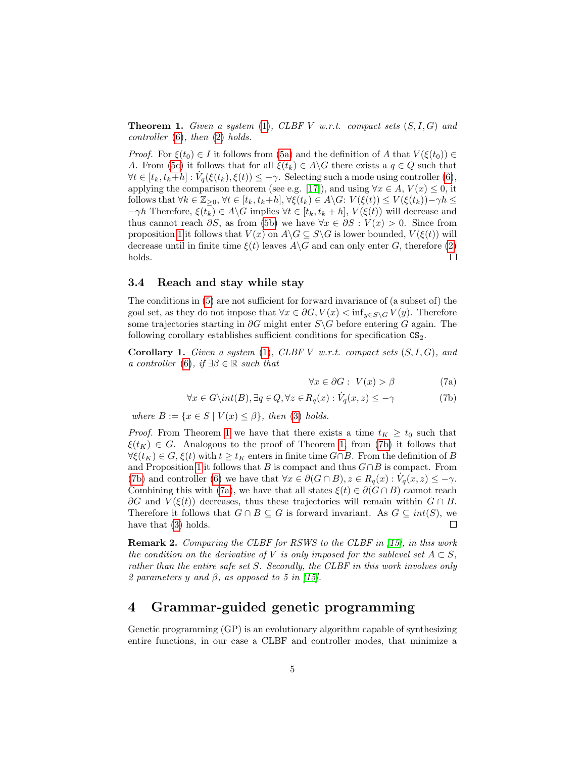**Theorem 1.** *Given a system (1), CLBF $V$ w.r.t. compact sets $(S, I, G)$ and controller (6), then (2) holds.*

*Proof.* For $\xi(t_0) \in I$ it follows from (5a) and the definition of $A$ that $V(\xi(t_0)) \in A$. From (5c) it follows that for all $\xi(t_k) \in A \backslash G$ there exists a $q \in Q$ such that $\forall t \in [t_k, t_k+h] : \dot{V}_q(\xi(t_k), \xi(t)) \leq -\gamma$. Selecting such a mode using controller (6), applying the comparison theorem (see e.g. [17]), and using $\forall x \in A$, $V(x) \leq 0$, it follows that $\forall k \in \mathbb{Z}_{\geq 0}$, $\forall t \in [t_k, t_k+h]$, $\forall \xi(t_k) \in A \backslash G$: $V(\xi(t)) \leq V(\xi(t_k)) - \gamma h \leq -\gamma h$ Therefore, $\xi(t_k) \in A \backslash G$ implies $\forall t \in [t_k, t_k + h]$, $V(\xi(t))$ will decrease and thus cannot reach $\partial S$, as from (5b) we have $\forall x \in \partial S : V(x) > 0$. Since from proposition 1 it follows that $V(x)$ on $A \backslash G \subseteq S \backslash G$ is lower bounded, $V(\xi(t))$ will decrease until in finite time $\xi(t)$ leaves $A \backslash G$ and can only enter $G$, therefore (2) holds. □

### 3.4 Reach and stay while stay

The conditions in (5) are not sufficient for forward invariance of (a subset of) the goal set, as they do not impose that $\forall x \in \partial G, V(x) < \inf_{y \in S \backslash G} V(y)$. Therefore some trajectories starting in $\partial G$ might enter $S \backslash G$ before entering $G$ again. The following corollary establishes sufficient conditions for specification $\texttt{CS}_2$.

**Corollary 1.** *Given a system (1), CLBF $V$ w.r.t. compact sets $(S, I, G)$, and a controller (6), if $\exists \beta \in \mathbb{R}$ such that*

$$\forall x \in \partial G : \; V(x) > \beta \tag{7a}$$

$$\forall x \in G \backslash int(B), \exists q \in Q, \forall z \in R_q(x) : \dot{V}_q(x, z) \leq -\gamma \tag{7b}$$

*where $B := \{x \in S \mid V(x) \leq \beta\}$, then (3) holds.*

*Proof.* From Theorem 1 we have that there exists a time $t_K \geq t_0$ such that $\xi(t_K) \in G$. Analogous to the proof of Theorem 1, from (7b) it follows that $\forall \xi(t_K) \in G$, $\xi(t)$ with $t \geq t_K$ enters in finite time $G \cap B$. From the definition of $B$ and Proposition 1 it follows that $B$ is compact and thus $G \cap B$ is compact. From (7b) and controller (6) we have that $\forall x \in \partial(G \cap B), z \in R_q(x) : \dot{V}_q(x, z) \leq -\gamma$. Combining this with (7a), we have that all states $\xi(t) \in \partial(G \cap B)$ cannot reach $\partial G$ and $V(\xi(t))$ decreases, thus these trajectories will remain within $G \cap B$. Therefore it follows that $G \cap B \subseteq G$ is forward invariant. As $G \subseteq int(S)$, we have that (3) holds. □

**Remark 2.** *Comparing the CLBF for RSWS to the CLBF in [15], in this work the condition on the derivative of $V$ is only imposed for the sublevel set $A \subset S$, rather than the entire safe set $S$. Secondly, the CLBF in this work involves only 2 parameters $y$ and $\beta$, as opposed to 5 in [15].*

## 4 Grammar-guided genetic programming

Genetic programming (GP) is an evolutionary algorithm capable of synthesizing entire functions, in our case a CLBF and controller modes, that minimize a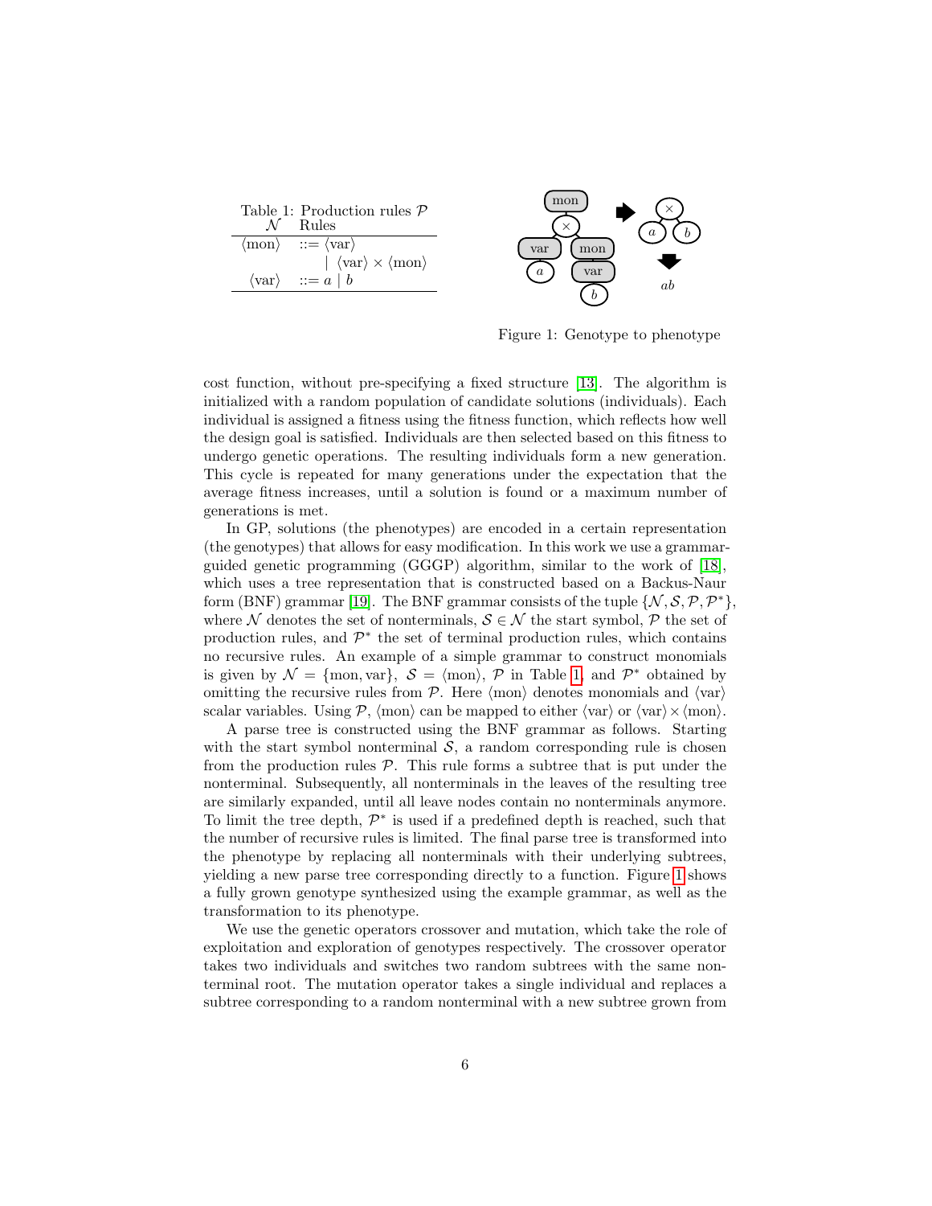Table 1: Production rules $\mathcal{P}$

| $\mathcal{N}$ | Rules |
|---|---|
| $\langle\text{mon}\rangle$ | $::= \langle\text{var}\rangle$ |
| | $\mid \langle\text{var}\rangle \times \langle\text{mon}\rangle$ |
| $\langle\text{var}\rangle$ | $::= a \mid b$ |

Figure 1: Genotype to phenotype

cost function, without pre-specifying a fixed structure [13]. The algorithm is initialized with a random population of candidate solutions (individuals). Each individual is assigned a fitness using the fitness function, which reflects how well the design goal is satisfied. Individuals are then selected based on this fitness to undergo genetic operations. The resulting individuals form a new generation. This cycle is repeated for many generations under the expectation that the average fitness increases, until a solution is found or a maximum number of generations is met.

In GP, solutions (the phenotypes) are encoded in a certain representation (the genotypes) that allows for easy modification. In this work we use a grammar-guided genetic programming (GGGP) algorithm, similar to the work of [18], which uses a tree representation that is constructed based on a Backus-Naur form (BNF) grammar [19]. The BNF grammar consists of the tuple $\{\mathcal{N}, \mathcal{S}, \mathcal{P}, \mathcal{P}^*\}$, where $\mathcal{N}$ denotes the set of nonterminals, $\mathcal{S} \in \mathcal{N}$ the start symbol, $\mathcal{P}$ the set of production rules, and $\mathcal{P}^*$ the set of terminal production rules, which contains no recursive rules. An example of a simple grammar to construct monomials is given by $\mathcal{N} = \{\text{mon}, \text{var}\}$, $\mathcal{S} = \langle\text{mon}\rangle$, $\mathcal{P}$ in Table 1, and $\mathcal{P}^*$ obtained by omitting the recursive rules from $\mathcal{P}$. Here $\langle\text{mon}\rangle$ denotes monomials and $\langle\text{var}\rangle$ scalar variables. Using $\mathcal{P}$, $\langle\text{mon}\rangle$ can be mapped to either $\langle\text{var}\rangle$ or $\langle\text{var}\rangle \times \langle\text{mon}\rangle$.

A parse tree is constructed using the BNF grammar as follows. Starting with the start symbol nonterminal $\mathcal{S}$, a random corresponding rule is chosen from the production rules $\mathcal{P}$. This rule forms a subtree that is put under the nonterminal. Subsequently, all nonterminals in the leaves of the resulting tree are similarly expanded, until all leave nodes contain no nonterminals anymore. To limit the tree depth, $\mathcal{P}^*$ is used if a predefined depth is reached, such that the number of recursive rules is limited. The final parse tree is transformed into the phenotype by replacing all nonterminals with their underlying subtrees, yielding a new parse tree corresponding directly to a function. Figure 1 shows a fully grown genotype synthesized using the example grammar, as well as the transformation to its phenotype.

We use the genetic operators crossover and mutation, which take the role of exploitation and exploration of genotypes respectively. The crossover operator takes two individuals and switches two random subtrees with the same nonterminal root. The mutation operator takes a single individual and replaces a subtree corresponding to a random nonterminal with a new subtree grown from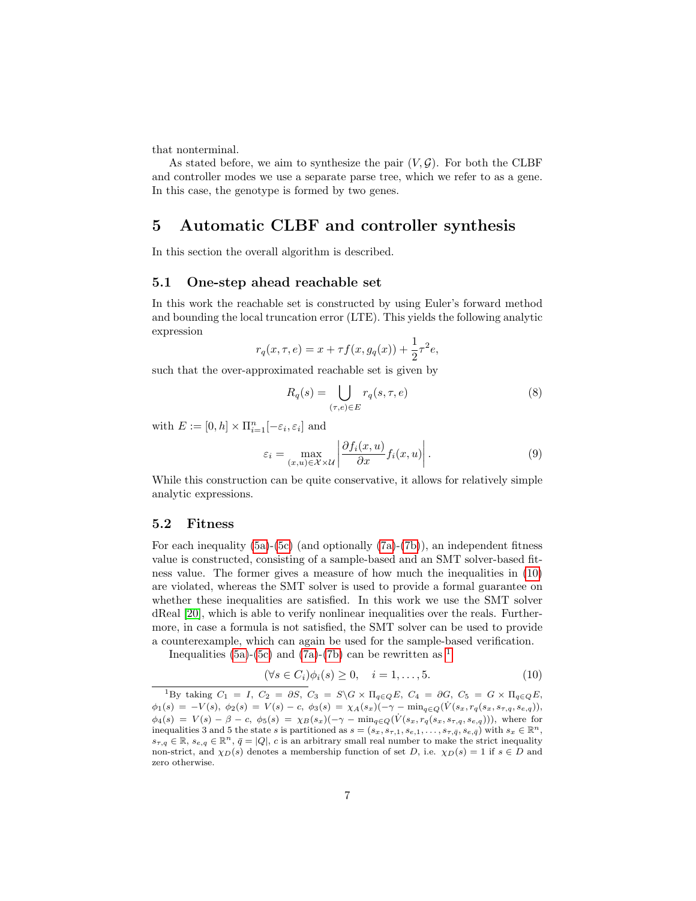that nonterminal.

As stated before, we aim to synthesize the pair $(V, \mathcal{G})$. For both the CLBF and controller modes we use a separate parse tree, which we refer to as a gene. In this case, the genotype is formed by two genes.

## 5 Automatic CLBF and controller synthesis

In this section the overall algorithm is described.

### 5.1 One-step ahead reachable set

In this work the reachable set is constructed by using Euler's forward method and bounding the local truncation error (LTE). This yields the following analytic expression

$$r_q(x, \tau, e) = x + \tau f(x, g_q(x)) + \frac{1}{2}\tau^2 e,$$

such that the over-approximated reachable set is given by

$$R_q(s) = \bigcup_{(\tau,e)\in E} r_q(s, \tau, e) \tag{8}$$

with $E := [0, h] \times \Pi_{i=1}^{n}[-\varepsilon_i, \varepsilon_i]$ and

$$\varepsilon_i = \max_{(x,u)\in\mathcal{X}\times\mathcal{U}} \left| \frac{\partial f_i(x,u)}{\partial x} f_i(x,u) \right|. \tag{9}$$

While this construction can be quite conservative, it allows for relatively simple analytic expressions.

### 5.2 Fitness

For each inequality (5a)-(5c) (and optionally (7a)-(7b)), an independent fitness value is constructed, consisting of a sample-based and an SMT solver-based fitness value. The former gives a measure of how much the inequalities in (10) are violated, whereas the SMT solver is used to provide a formal guarantee on whether these inequalities are satisfied. In this work we use the SMT solver dReal [20], which is able to verify nonlinear inequalities over the reals. Furthermore, in case a formula is not satisfied, the SMT solver can be used to provide a counterexample, which can again be used for the sample-based verification.

Inequalities (5a)-(5c) and (7a)-(7b) can be rewritten as [1]

$$(\forall s \in C_i)\phi_i(s) \geq 0, \quad i = 1, \ldots, 5. \tag{10}$$

---

[1] By taking $C_1 = I$, $C_2 = \partial S$, $C_3 = S\backslash G \times \Pi_{q\in Q}E$, $C_4 = \partial G$, $C_5 = G \times \Pi_{q\in Q}E$, $\phi_1(s) = -V(s)$, $\phi_2(s) = V(s) - c$, $\phi_3(s) = \chi_A(s_x)(-\gamma - \min_{q\in Q}(\dot{V}(s_x, r_q(s_x, s_{\tau,q}, s_{e,q}))$, $\phi_4(s) = V(s) - \beta - c$, $\phi_5(s) = \chi_B(s_x)(-\gamma - \min_{q\in Q}(\dot{V}(s_x, r_q(s_x, s_{\tau,q}, s_{e,q})))$, where for inequalities 3 and 5 the state $s$ is partitioned as $s = (s_x, s_{\tau,1}, s_{e,1}, \ldots, s_{\tau,\bar{q}}, s_{e,\bar{q}})$ with $s_x \in \mathbb{R}^n$, $s_{\tau,q} \in \mathbb{R}$, $s_{e,q} \in \mathbb{R}^n$, $\bar{q} = |Q|$, $c$ is an arbitrary small real number to make the strict inequality non-strict, and $\chi_D(s)$ denotes a membership function of set $D$, i.e. $\chi_D(s) = 1$ if $s \in D$ and zero otherwise.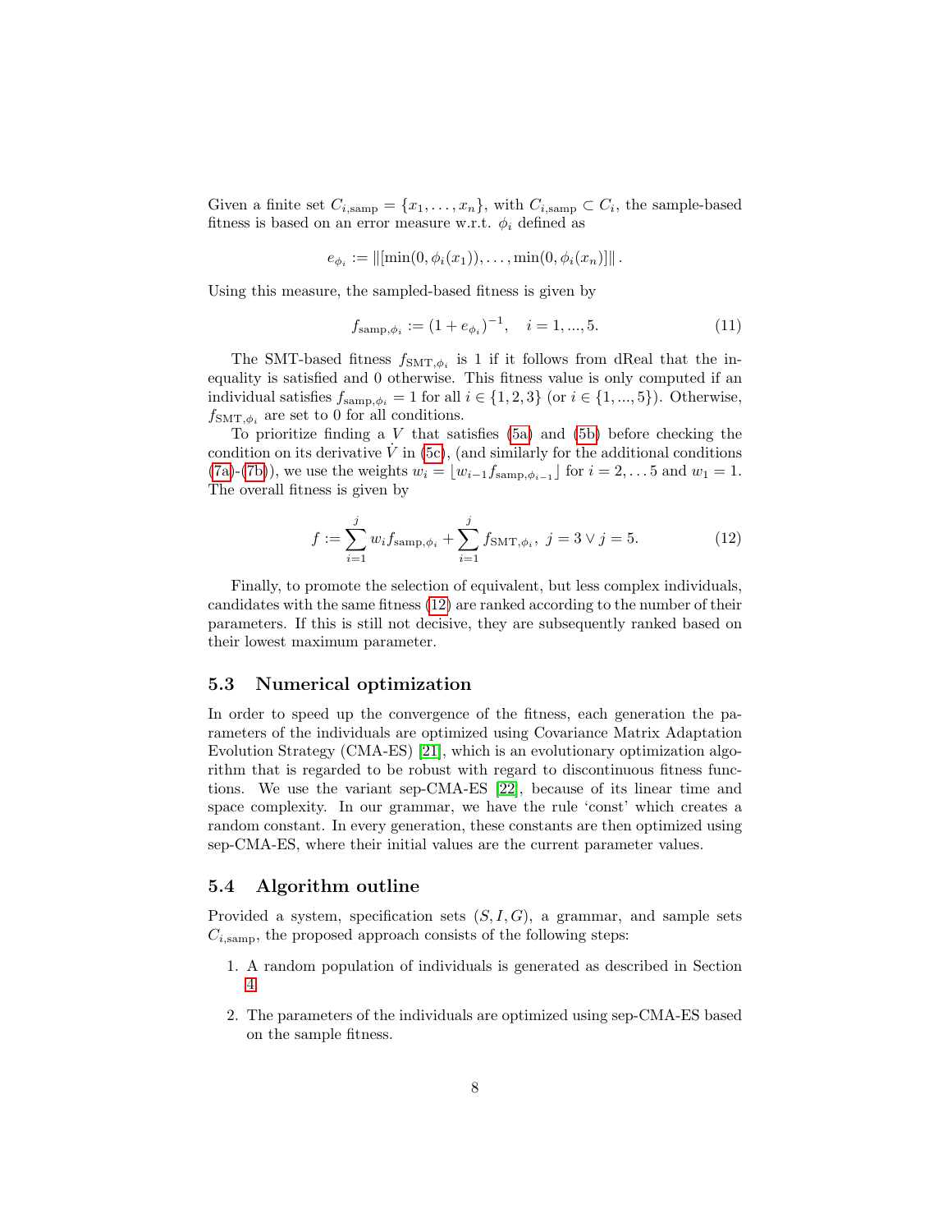Given a finite set $C_{i,\text{samp}} = \{x_1, \ldots, x_n\}$, with $C_{i,\text{samp}} \subset C_i$, the sample-based fitness is based on an error measure w.r.t. $\phi_i$ defined as

$$e_{\phi_i} := \|[\min(0, \phi_i(x_1)), \ldots, \min(0, \phi_i(x_n)]\|.$$

Using this measure, the sampled-based fitness is given by

$$f_{\text{samp},\phi_i} := (1 + e_{\phi_i})^{-1}, \quad i = 1, ..., 5. \tag{11}$$

The SMT-based fitness $f_{\text{SMT},\phi_i}$ is 1 if it follows from dReal that the inequality is satisfied and 0 otherwise. This fitness value is only computed if an individual satisfies $f_{\text{samp},\phi_i} = 1$ for all $i \in \{1, 2, 3\}$ (or $i \in \{1, ..., 5\}$). Otherwise, $f_{\text{SMT},\phi_i}$ are set to 0 for all conditions.

To prioritize finding a $V$ that satisfies (5a) and (5b) before checking the condition on its derivative $\dot{V}$ in (5c), (and similarly for the additional conditions (7a)-(7b)), we use the weights $w_i = \lfloor w_{i-1} f_{\text{samp},\phi_{i-1}} \rfloor$ for $i = 2, \ldots 5$ and $w_1 = 1$. The overall fitness is given by

$$f := \sum_{i=1}^{j} w_i f_{\text{samp},\phi_i} + \sum_{i=1}^{j} f_{\text{SMT},\phi_i}, \; j = 3 \vee j = 5. \tag{12}$$

Finally, to promote the selection of equivalent, but less complex individuals, candidates with the same fitness (12) are ranked according to the number of their parameters. If this is still not decisive, they are subsequently ranked based on their lowest maximum parameter.

## 5.3 Numerical optimization

In order to speed up the convergence of the fitness, each generation the parameters of the individuals are optimized using Covariance Matrix Adaptation Evolution Strategy (CMA-ES) [21], which is an evolutionary optimization algorithm that is regarded to be robust with regard to discontinuous fitness functions. We use the variant sep-CMA-ES [22], because of its linear time and space complexity. In our grammar, we have the rule 'const' which creates a random constant. In every generation, these constants are then optimized using sep-CMA-ES, where their initial values are the current parameter values.

## 5.4 Algorithm outline

Provided a system, specification sets $(S, I, G)$, a grammar, and sample sets $C_{i,\text{samp}}$, the proposed approach consists of the following steps:

1. A random population of individuals is generated as described in Section 4.
2. The parameters of the individuals are optimized using sep-CMA-ES based on the sample fitness.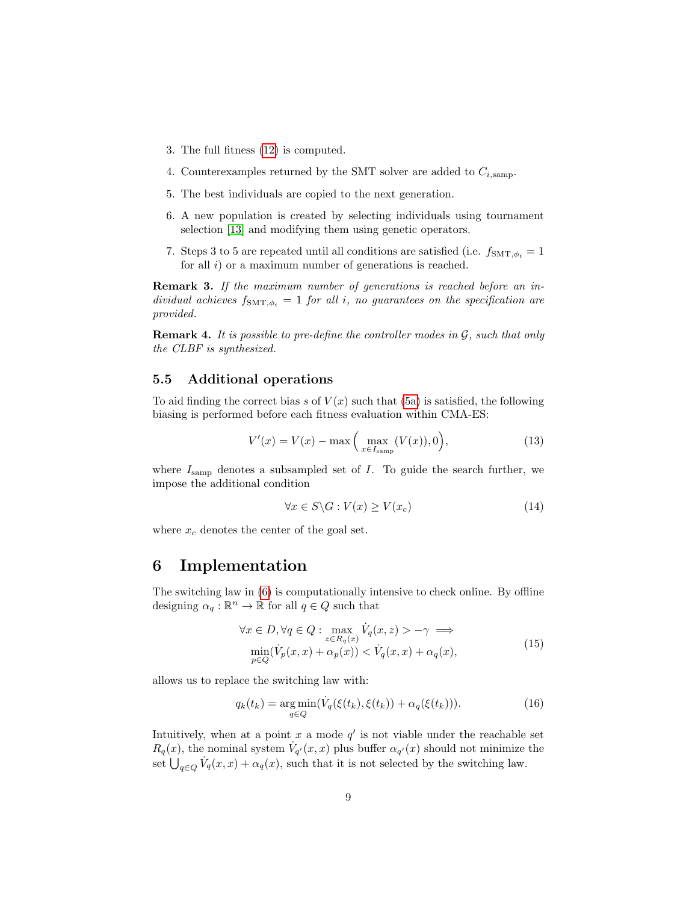3. The full fitness (12) is computed.

4. Counterexamples returned by the SMT solver are added to $C_{i,\text{samp}}$.

5. The best individuals are copied to the next generation.

6. A new population is created by selecting individuals using tournament selection [13] and modifying them using genetic operators.

7. Steps 3 to 5 are repeated until all conditions are satisfied (i.e. $f_{\text{SMT},\phi_i} = 1$ for all $i$) or a maximum number of generations is reached.

**Remark 3.** *If the maximum number of generations is reached before an individual achieves $f_{\text{SMT},\phi_i} = 1$ for all $i$, no guarantees on the specification are provided.*

**Remark 4.** *It is possible to pre-define the controller modes in $\mathcal{G}$, such that only the CLBF is synthesized.*

### 5.5 Additional operations

To aid finding the correct bias $s$ of $V(x)$ such that (5a) is satisfied, the following biasing is performed before each fitness evaluation within CMA-ES:

$$V'(x) = V(x) - \max\Big(\max_{x \in I_{\text{samp}}}(V(x)), 0\Big), \tag{13}$$

where $I_{\text{samp}}$ denotes a subsampled set of $I$. To guide the search further, we impose the additional condition

$$\forall x \in S \backslash G : V(x) \geq V(x_c) \tag{14}$$

where $x_c$ denotes the center of the goal set.

## 6 Implementation

The switching law in (6) is computationally intensive to check online. By offline designing $\alpha_q : \mathbb{R}^n \to \mathbb{R}$ for all $q \in Q$ such that

$$\begin{aligned} &\forall x \in D, \forall q \in Q : \max_{z \in R_q(x)} \dot{V}_q(x, z) > -\gamma \implies \\ &\min_{p \in Q}(\dot{V}_p(x, x) + \alpha_p(x)) < \dot{V}_q(x, x) + \alpha_q(x), \end{aligned} \tag{15}$$

allows us to replace the switching law with:

$$q_k(t_k) = \arg\min_{q \in Q}(\dot{V}_q(\xi(t_k), \xi(t_k)) + \alpha_q(\xi(t_k))). \tag{16}$$

Intuitively, when at a point $x$ a mode $q'$ is not viable under the reachable set $R_q(x)$, the nominal system $\dot{V}_{q'}(x, x)$ plus buffer $\alpha_{q'}(x)$ should not minimize the set $\bigcup_{q \in Q} \dot{V}_q(x, x) + \alpha_q(x)$, such that it is not selected by the switching law.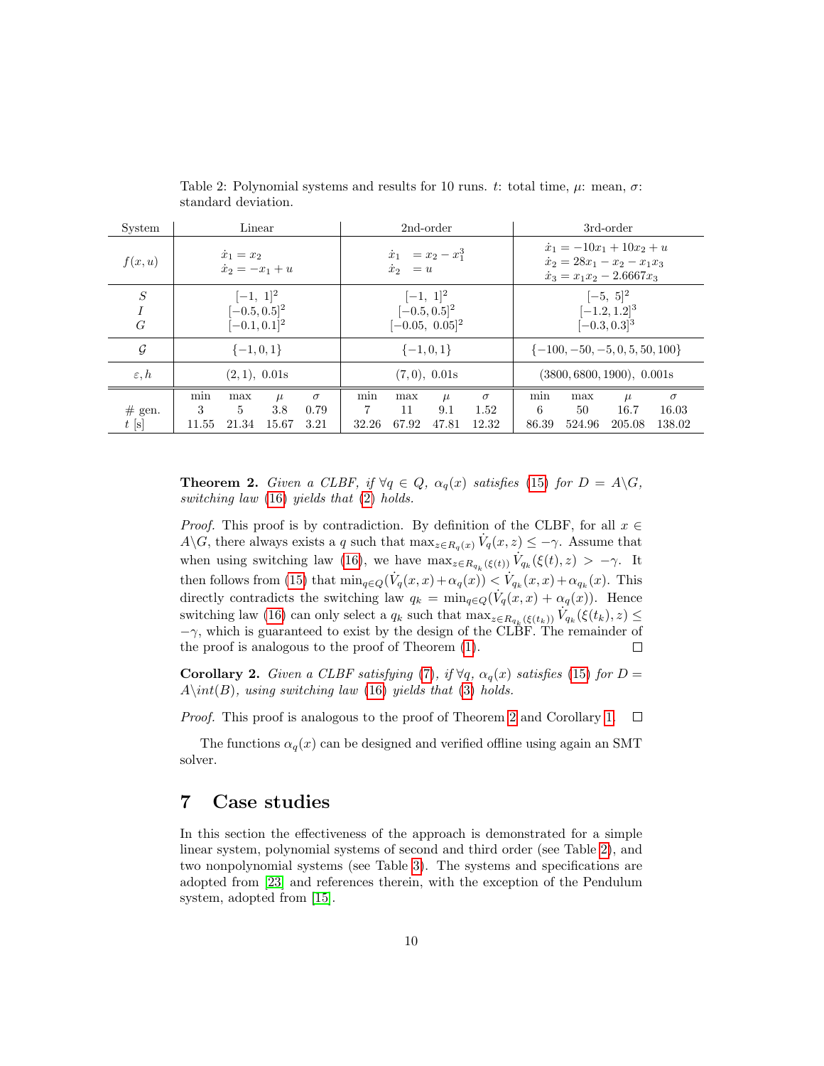Table 2: Polynomial systems and results for 10 runs. $t$: total time, $\mu$: mean, $\sigma$: standard deviation.

| System | Linear | | | | 2nd-order | | | | 3rd-order | | | |
|---|---|---|---|---|---|---|---|---|---|---|---|---|
| $f(x,u)$ | $\dot{x}_1 = x_2$ <br> $\dot{x}_2 = -x_1 + u$ | | | | $\dot{x}_1 \;\; = x_2 - x_1^3$ <br> $\dot{x}_2 \;\; = u$ | | | | $\dot{x}_1 = -10x_1 + 10x_2 + u$ <br> $\dot{x}_2 = 28x_1 - x_2 - x_1x_3$ <br> $\dot{x}_3 = x_1x_2 - 2.6667x_3$ | | | |
| $S$ <br> $I$ <br> $G$ | $[-1,\ 1]^2$ <br> $[-0.5, 0.5]^2$ <br> $[-0.1, 0.1]^2$ | | | | $[-1,\ 1]^2$ <br> $[-0.5, 0.5]^2$ <br> $[-0.05,\ 0.05]^2$ | | | | $[-5,\ 5]^2$ <br> $[-1.2, 1.2]^3$ <br> $[-0.3, 0.3]^3$ | | | |
| $\mathcal{G}$ | $\{-1, 0, 1\}$ | | | | $\{-1, 0, 1\}$ | | | | $\{-100, -50, -5, 0, 5, 50, 100\}$ | | | |
| $\varepsilon, h$ | $(2, 1),\ 0.01$s | | | | $(7, 0),\ 0.01$s | | | | $(3800, 6800, 1900),\ 0.001$s | | | |
| | min | max | $\mu$ | $\sigma$ | min | max | $\mu$ | $\sigma$ | min | max | $\mu$ | $\sigma$ |
| # gen. | 3 | 5 | 3.8 | 0.79 | 7 | 11 | 9.1 | 1.52 | 6 | 50 | 16.7 | 16.03 |
| $t$ [s] | 11.55 | 21.34 | 15.67 | 3.21 | 32.26 | 67.92 | 47.81 | 12.32 | 86.39 | 524.96 | 205.08 | 138.02 |

**Theorem 2.** *Given a CLBF, if $\forall q \in Q$, $\alpha_q(x)$ satisfies (15) for $D = A \backslash G$, switching law (16) yields that (2) holds.*

*Proof.* This proof is by contradiction. By definition of the CLBF, for all $x \in A \backslash G$, there always exists a $q$ such that $\max_{z \in R_q(x)} \dot{V}_q(x, z) \leq -\gamma$. Assume that when using switching law (16), we have $\max_{z \in R_{q_k}(\xi(t))} \dot{V}_{q_k}(\xi(t), z) > -\gamma$. It then follows from (15) that $\min_{q \in Q}(\dot{V}_q(x, x) + \alpha_q(x)) < \dot{V}_{q_k}(x, x) + \alpha_{q_k}(x)$. This directly contradicts the switching law $q_k = \min_{q \in Q}(\dot{V}_q(x, x) + \alpha_q(x))$. Hence switching law (16) can only select a $q_k$ such that $\max_{z \in R_{q_k}(\xi(t_k))} \dot{V}_{q_k}(\xi(t_k), z) \leq -\gamma$, which is guaranteed to exist by the design of the CLBF. The remainder of the proof is analogous to the proof of Theorem (1). □

**Corollary 2.** *Given a CLBF satisfying (7), if $\forall q$, $\alpha_q(x)$ satisfies (15) for $D = A \backslash int(B)$, using switching law (16) yields that (3) holds.*

*Proof.* This proof is analogous to the proof of Theorem 2 and Corollary 1. □

The functions $\alpha_q(x)$ can be designed and verified offline using again an SMT solver.

# 7 Case studies

In this section the effectiveness of the approach is demonstrated for a simple linear system, polynomial systems of second and third order (see Table 2), and two nonpolynomial systems (see Table 3). The systems and specifications are adopted from [23] and references therein, with the exception of the Pendulum system, adopted from [15].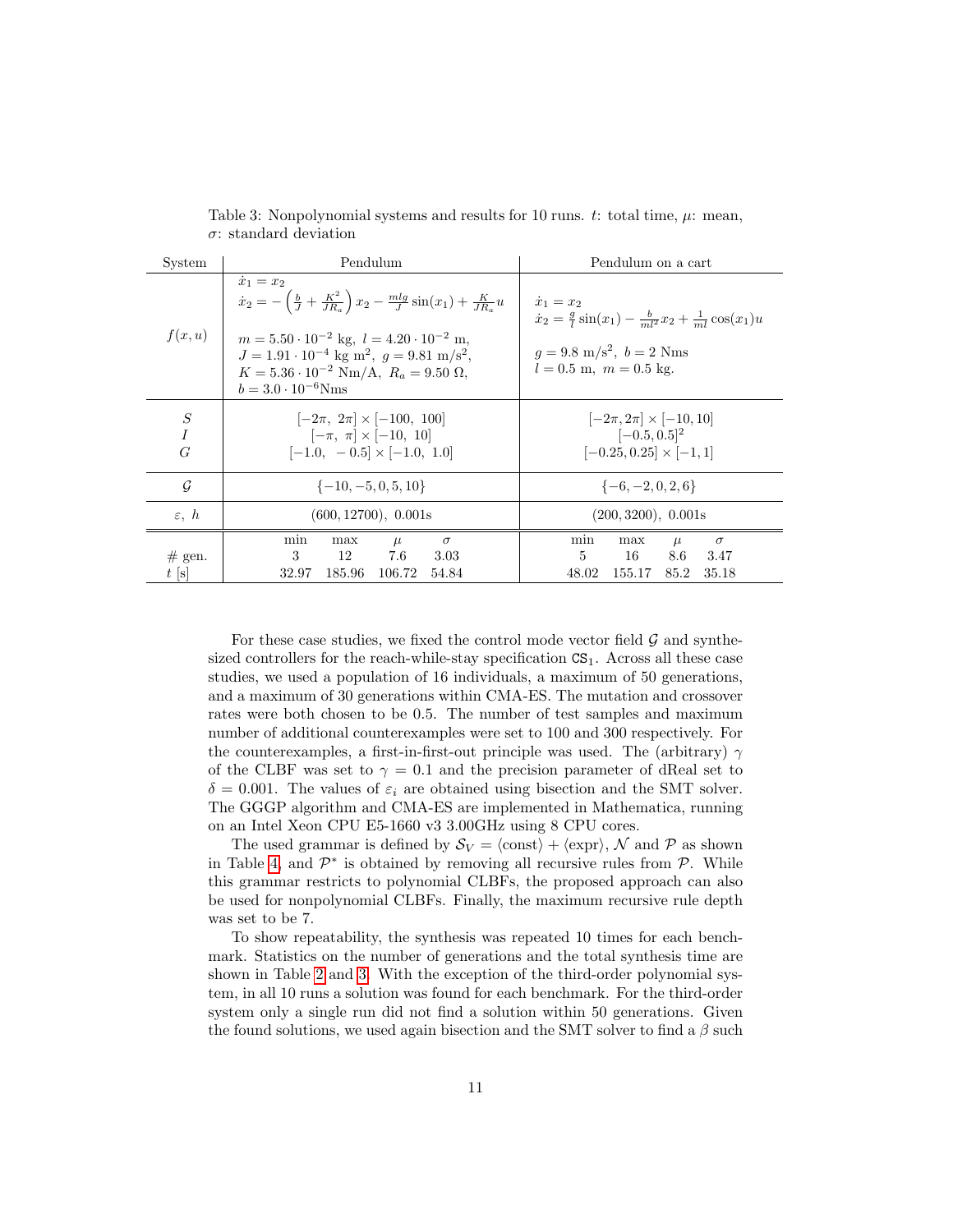Table 3: Nonpolynomial systems and results for 10 runs. $t$: total time, $\mu$: mean, $\sigma$: standard deviation

| System | Pendulum | Pendulum on a cart |
|---|---|---|
| $f(x,u)$ | $\dot{x}_1 = x_2$<br>$\dot{x}_2 = -\left(\frac{b}{J} + \frac{K^2}{JR_a}\right)x_2 - \frac{mlg}{J}\sin(x_1) + \frac{K}{JR_a}u$<br><br>$m = 5.50 \cdot 10^{-2}$ kg, $l = 4.20 \cdot 10^{-2}$ m,<br>$J = 1.91 \cdot 10^{-4}$ kg m$^2$, $g = 9.81$ m/s$^2$,<br>$K = 5.36 \cdot 10^{-2}$ Nm/A, $R_a = 9.50$ Ω,<br>$b = 3.0 \cdot 10^{-6}$Nms | $\dot{x}_1 = x_2$<br>$\dot{x}_2 = \frac{g}{l}\sin(x_1) - \frac{b}{ml^2}x_2 + \frac{1}{ml}\cos(x_1)u$<br><br>$g = 9.8$ m/s$^2$, $b = 2$ Nms<br>$l = 0.5$ m, $m = 0.5$ kg. |
| $S$<br>$I$<br>$G$ | $[-2\pi,\ 2\pi] \times [-100,\ 100]$<br>$[-\pi,\ \pi] \times [-10,\ 10]$<br>$[-1.0,\ -0.5] \times [-1.0,\ 1.0]$ | $[-2\pi, 2\pi] \times [-10, 10]$<br>$[-0.5, 0.5]^2$<br>$[-0.25, 0.25] \times [-1, 1]$ |
| $\mathcal{G}$ | $\{-10, -5, 0, 5, 10\}$ | $\{-6, -2, 0, 2, 6\}$ |
| $\varepsilon$, $h$ | $(600, 12700)$, 0.001s | $(200, 3200)$, 0.001s |
| | min / max / $\mu$ / $\sigma$ | min / max / $\mu$ / $\sigma$ |
| # gen. | 3 / 12 / 7.6 / 3.03 | 5 / 16 / 8.6 / 3.47 |
| $t$ [s] | 32.97 / 185.96 / 106.72 / 54.84 | 48.02 / 155.17 / 85.2 / 35.18 |

For these case studies, we fixed the control mode vector field $\mathcal{G}$ and synthesized controllers for the reach-while-stay specification $\texttt{CS}_1$. Across all these case studies, we used a population of 16 individuals, a maximum of 50 generations, and a maximum of 30 generations within CMA-ES. The mutation and crossover rates were both chosen to be 0.5. The number of test samples and maximum number of additional counterexamples were set to 100 and 300 respectively. For the counterexamples, a first-in-first-out principle was used. The (arbitrary) $\gamma$ of the CLBF was set to $\gamma = 0.1$ and the precision parameter of dReal set to $\delta = 0.001$. The values of $\varepsilon_i$ are obtained using bisection and the SMT solver. The GGGP algorithm and CMA-ES are implemented in Mathematica, running on an Intel Xeon CPU E5-1660 v3 3.00GHz using 8 CPU cores.

The used grammar is defined by $\mathcal{S}_V = \langle\text{const}\rangle + \langle\text{expr}\rangle$, $\mathcal{N}$ and $\mathcal{P}$ as shown in Table 4, and $\mathcal{P}^*$ is obtained by removing all recursive rules from $\mathcal{P}$. While this grammar restricts to polynomial CLBFs, the proposed approach can also be used for nonpolynomial CLBFs. Finally, the maximum recursive rule depth was set to be 7.

To show repeatability, the synthesis was repeated 10 times for each benchmark. Statistics on the number of generations and the total synthesis time are shown in Table 2 and 3. With the exception of the third-order polynomial system, in all 10 runs a solution was found for each benchmark. For the third-order system only a single run did not find a solution within 50 generations. Given the found solutions, we used again bisection and the SMT solver to find a $\beta$ such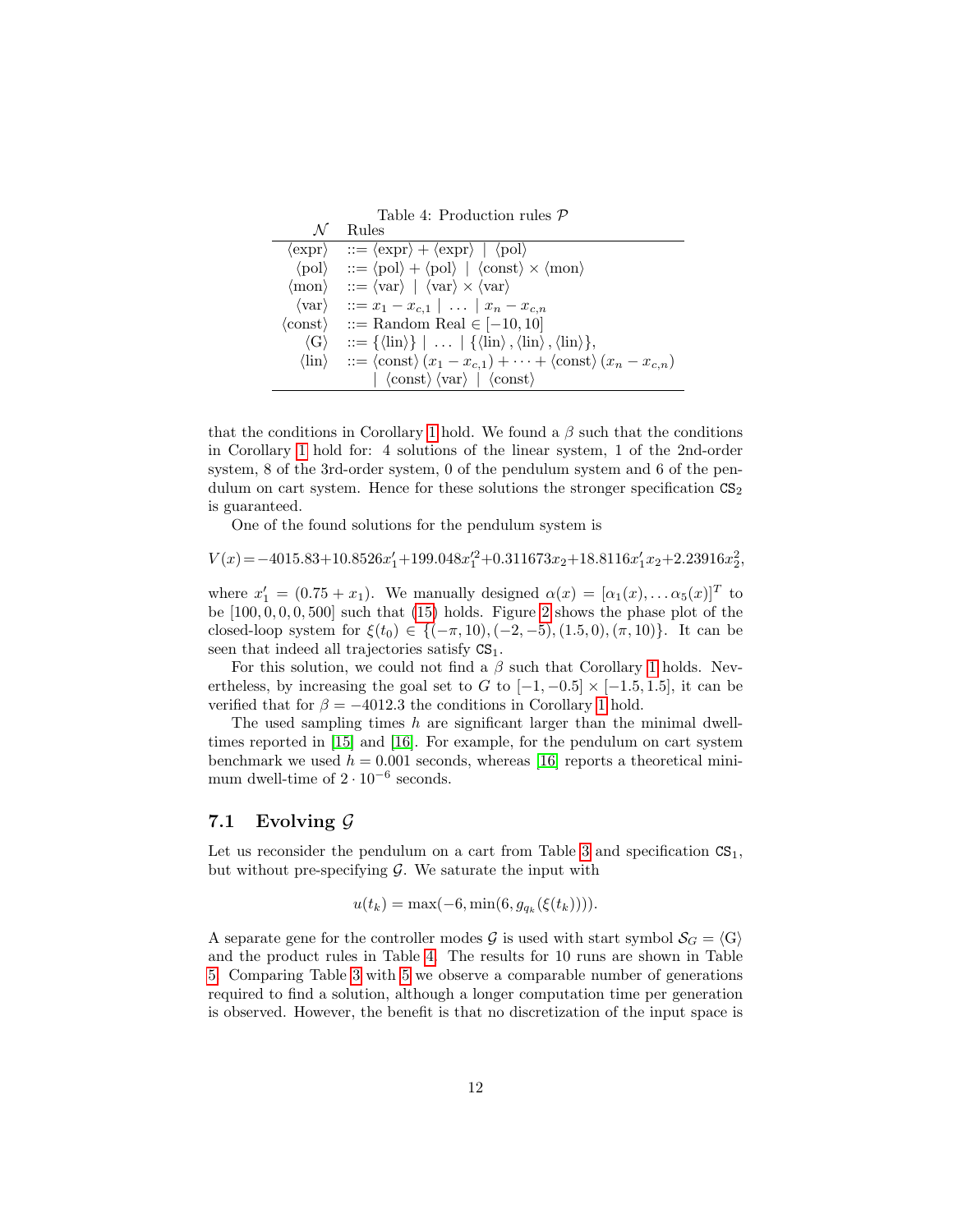Table 4: Production rules $\mathcal{P}$

| $\mathcal{N}$ | Rules |
|---|---|
| $\langle\text{expr}\rangle$ | $::= \langle\text{expr}\rangle + \langle\text{expr}\rangle \ \mid\ \langle\text{pol}\rangle$ |
| $\langle\text{pol}\rangle$ | $::= \langle\text{pol}\rangle + \langle\text{pol}\rangle \ \mid\ \langle\text{const}\rangle \times \langle\text{mon}\rangle$ |
| $\langle\text{mon}\rangle$ | $::= \langle\text{var}\rangle \ \mid\ \langle\text{var}\rangle \times \langle\text{var}\rangle$ |
| $\langle\text{var}\rangle$ | $::= x_1 - x_{c,1} \ \mid\ \dots \ \mid\ x_n - x_{c,n}$ |
| $\langle\text{const}\rangle$ | $::=$ Random Real $\in [-10, 10]$ |
| $\langle\text{G}\rangle$ | $::= \{\langle\text{lin}\rangle\} \ \mid\ \dots \ \mid\ \{\langle\text{lin}\rangle, \langle\text{lin}\rangle, \langle\text{lin}\rangle\}$, |
| $\langle\text{lin}\rangle$ | $::= \langle\text{const}\rangle\,(x_1 - x_{c,1}) + \dots + \langle\text{const}\rangle\,(x_n - x_{c,n})$ |
| | $\mid\ \langle\text{const}\rangle\,\langle\text{var}\rangle \ \mid\ \langle\text{const}\rangle$ |

that the conditions in Corollary 1 hold. We found a $\beta$ such that the conditions in Corollary 1 hold for: 4 solutions of the linear system, 1 of the 2nd-order system, 8 of the 3rd-order system, 0 of the pendulum system and 6 of the pendulum on cart system. Hence for these solutions the stronger specification $\texttt{CS}_2$ is guaranteed.

One of the found solutions for the pendulum system is

$$V(x) = -4015.83 + 10.8526x_1' + 199.048x_1'^2 + 0.311673x_2 + 18.8116x_1'x_2 + 2.23916x_2^2,$$

where $x_1' = (0.75 + x_1)$. We manually designed $\alpha(x) = [\alpha_1(x), \dots \alpha_5(x)]^T$ to be $[100, 0, 0, 0, 500]$ such that (15) holds. Figure 2 shows the phase plot of the closed-loop system for $\xi(t_0) \in \{(-\pi, 10), (-2, -5), (1.5, 0), (\pi, 10)\}$. It can be seen that indeed all trajectories satisfy $\texttt{CS}_1$.

For this solution, we could not find a $\beta$ such that Corollary 1 holds. Nevertheless, by increasing the goal set to $G$ to $[-1, -0.5] \times [-1.5, 1.5]$, it can be verified that for $\beta = -4012.3$ the conditions in Corollary 1 hold.

The used sampling times $h$ are significant larger than the minimal dwell-times reported in [15] and [16]. For example, for the pendulum on cart system benchmark we used $h = 0.001$ seconds, whereas [16] reports a theoretical minimum dwell-time of $2 \cdot 10^{-6}$ seconds.

### 7.1 Evolving $\mathcal{G}$

Let us reconsider the pendulum on a cart from Table 3 and specification $\texttt{CS}_1$, but without pre-specifying $\mathcal{G}$. We saturate the input with

$$u(t_k) = \max(-6, \min(6, g_{q_k}(\xi(t_k)))).$$

A separate gene for the controller modes $\mathcal{G}$ is used with start symbol $\mathcal{S}_G = \langle\text{G}\rangle$ and the product rules in Table 4. The results for 10 runs are shown in Table 5. Comparing Table 3 with 5 we observe a comparable number of generations required to find a solution, although a longer computation time per generation is observed. However, the benefit is that no discretization of the input space is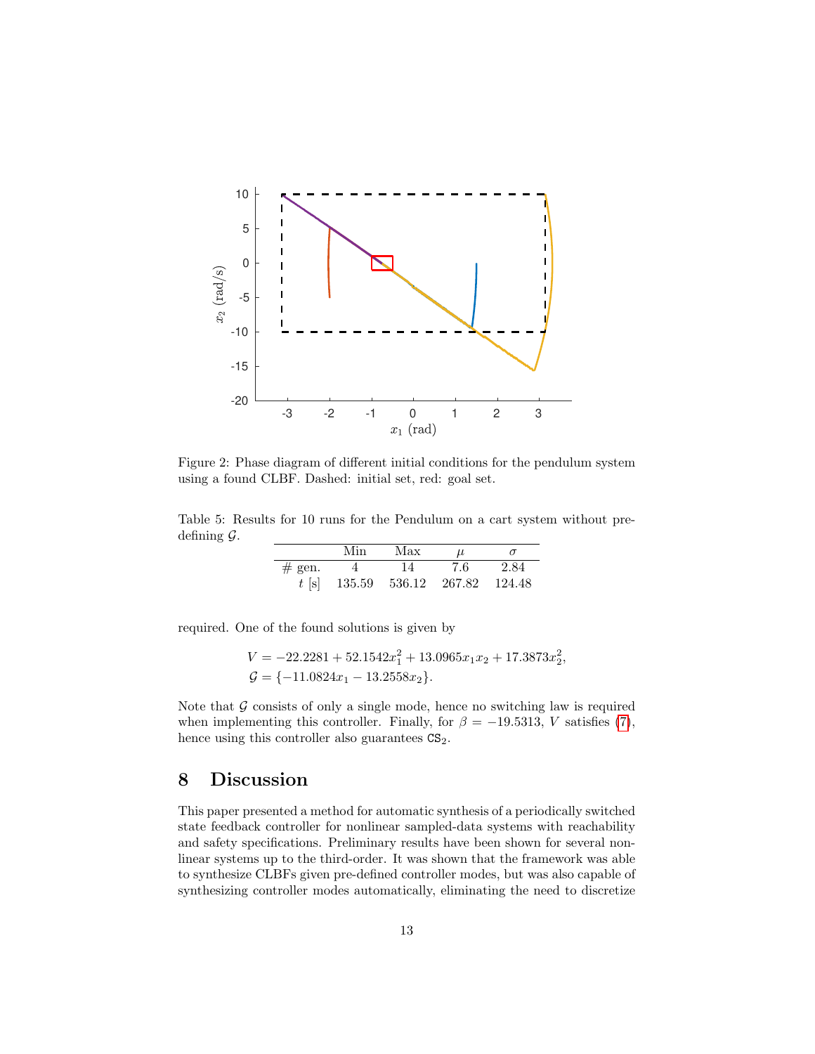Figure 2: Phase diagram of different initial conditions for the pendulum system using a found CLBF. Dashed: initial set, red: goal set.

Table 5: Results for 10 runs for the Pendulum on a cart system without predefining $\mathcal{G}$.

| | Min | Max | $\mu$ | $\sigma$ |
|---|---|---|---|---|
| # gen. | 4 | 14 | 7.6 | 2.84 |
| $t$ [s] | 135.59 | 536.12 | 267.82 | 124.48 |

required. One of the found solutions is given by

$$
\begin{aligned}
V &= -22.2281 + 52.1542x_1^2 + 13.0965x_1x_2 + 17.3873x_2^2, \\
\mathcal{G} &= \{-11.0824x_1 - 13.2558x_2\}.
\end{aligned}
$$

Note that $\mathcal{G}$ consists of only a single mode, hence no switching law is required when implementing this controller. Finally, for $\beta = -19.5313$, $V$ satisfies (7), hence using this controller also guarantees $\texttt{CS}_2$.

## 8 Discussion

This paper presented a method for automatic synthesis of a periodically switched state feedback controller for nonlinear sampled-data systems with reachability and safety specifications. Preliminary results have been shown for several nonlinear systems up to the third-order. It was shown that the framework was able to synthesize CLBFs given pre-defined controller modes, but was also capable of synthesizing controller modes automatically, eliminating the need to discretize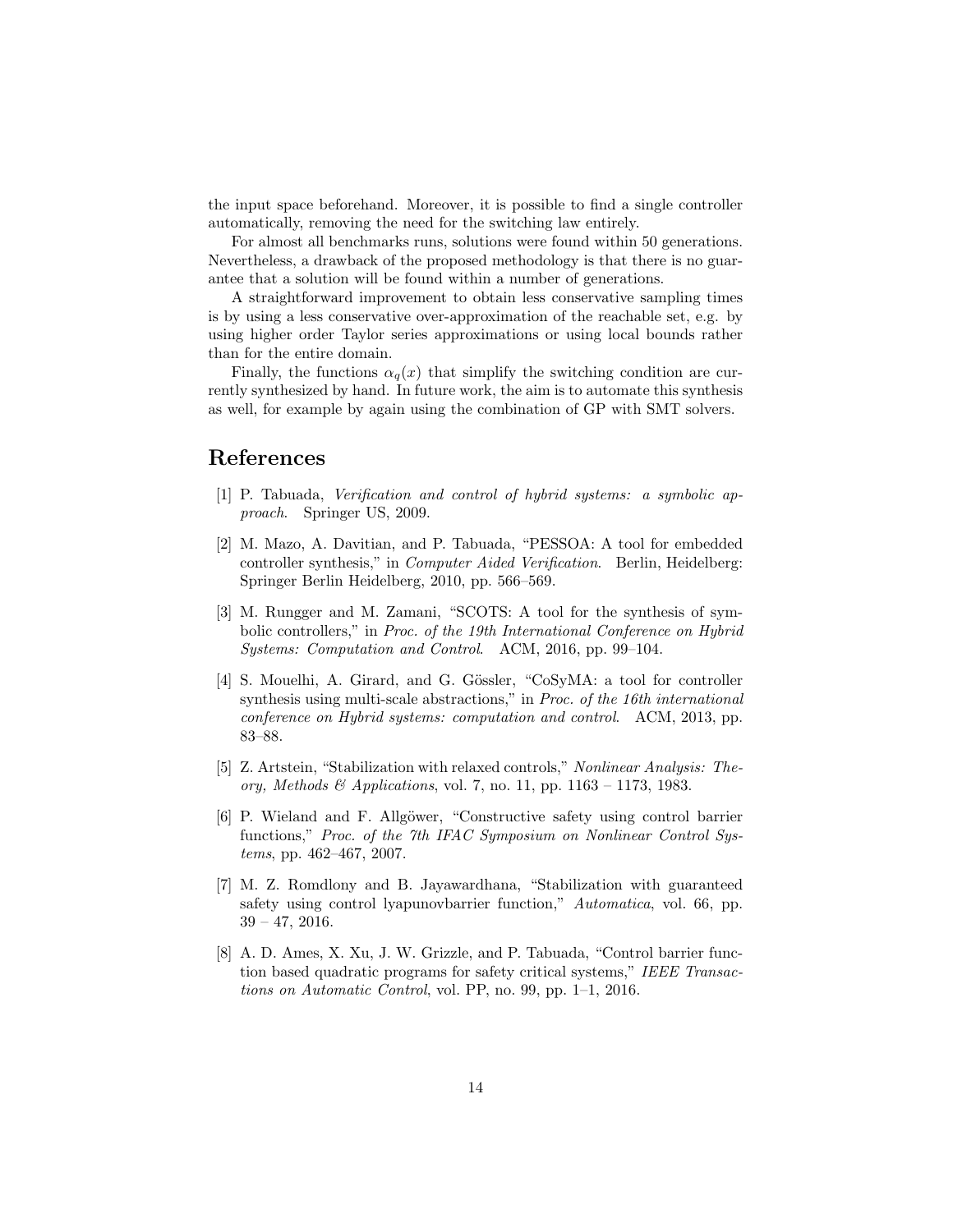the input space beforehand. Moreover, it is possible to find a single controller automatically, removing the need for the switching law entirely.

For almost all benchmarks runs, solutions were found within 50 generations. Nevertheless, a drawback of the proposed methodology is that there is no guarantee that a solution will be found within a number of generations.

A straightforward improvement to obtain less conservative sampling times is by using a less conservative over-approximation of the reachable set, e.g. by using higher order Taylor series approximations or using local bounds rather than for the entire domain.

Finally, the functions $\alpha_q(x)$ that simplify the switching condition are currently synthesized by hand. In future work, the aim is to automate this synthesis as well, for example by again using the combination of GP with SMT solvers.

## References

[1] P. Tabuada, *Verification and control of hybrid systems: a symbolic approach*. Springer US, 2009.

[2] M. Mazo, A. Davitian, and P. Tabuada, "PESSOA: A tool for embedded controller synthesis," in *Computer Aided Verification*. Berlin, Heidelberg: Springer Berlin Heidelberg, 2010, pp. 566–569.

[3] M. Rungger and M. Zamani, "SCOTS: A tool for the synthesis of symbolic controllers," in *Proc. of the 19th International Conference on Hybrid Systems: Computation and Control*. ACM, 2016, pp. 99–104.

[4] S. Mouelhi, A. Girard, and G. Gössler, "CoSyMA: a tool for controller synthesis using multi-scale abstractions," in *Proc. of the 16th international conference on Hybrid systems: computation and control*. ACM, 2013, pp. 83–88.

[5] Z. Artstein, "Stabilization with relaxed controls," *Nonlinear Analysis: Theory, Methods & Applications*, vol. 7, no. 11, pp. 1163 – 1173, 1983.

[6] P. Wieland and F. Allgöwer, "Constructive safety using control barrier functions," *Proc. of the 7th IFAC Symposium on Nonlinear Control Systems*, pp. 462–467, 2007.

[7] M. Z. Romdlony and B. Jayawardhana, "Stabilization with guaranteed safety using control lyapunovbarrier function," *Automatica*, vol. 66, pp. 39 – 47, 2016.

[8] A. D. Ames, X. Xu, J. W. Grizzle, and P. Tabuada, "Control barrier function based quadratic programs for safety critical systems," *IEEE Transactions on Automatic Control*, vol. PP, no. 99, pp. 1–1, 2016.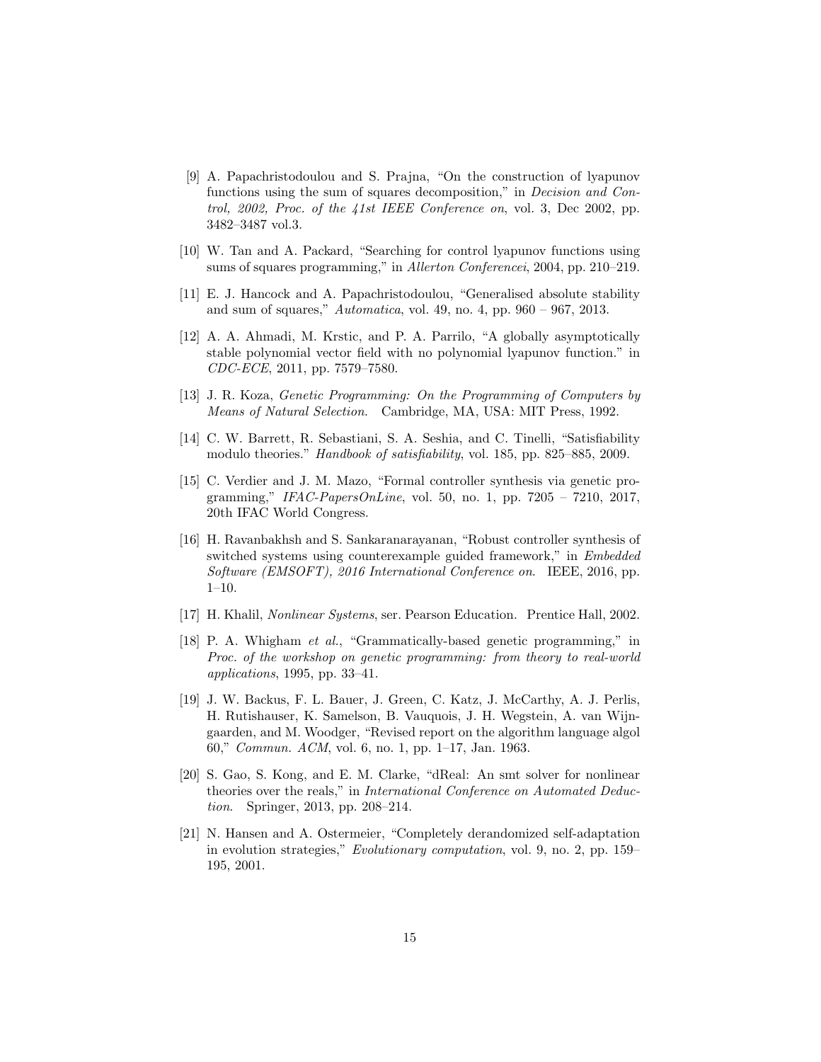[9] A. Papachristodoulou and S. Prajna, "On the construction of lyapunov functions using the sum of squares decomposition," in *Decision and Control, 2002, Proc. of the 41st IEEE Conference on*, vol. 3, Dec 2002, pp. 3482–3487 vol.3.

[10] W. Tan and A. Packard, "Searching for control lyapunov functions using sums of squares programming," in *Allerton Conferencei*, 2004, pp. 210–219.

[11] E. J. Hancock and A. Papachristodoulou, "Generalised absolute stability and sum of squares," *Automatica*, vol. 49, no. 4, pp. 960 – 967, 2013.

[12] A. A. Ahmadi, M. Krstic, and P. A. Parrilo, "A globally asymptotically stable polynomial vector field with no polynomial lyapunov function." in *CDC-ECE*, 2011, pp. 7579–7580.

[13] J. R. Koza, *Genetic Programming: On the Programming of Computers by Means of Natural Selection*. Cambridge, MA, USA: MIT Press, 1992.

[14] C. W. Barrett, R. Sebastiani, S. A. Seshia, and C. Tinelli, "Satisfiability modulo theories." *Handbook of satisfiability*, vol. 185, pp. 825–885, 2009.

[15] C. Verdier and J. M. Mazo, "Formal controller synthesis via genetic programming," *IFAC-PapersOnLine*, vol. 50, no. 1, pp. 7205 – 7210, 2017, 20th IFAC World Congress.

[16] H. Ravanbakhsh and S. Sankaranarayanan, "Robust controller synthesis of switched systems using counterexample guided framework," in *Embedded Software (EMSOFT), 2016 International Conference on*. IEEE, 2016, pp. 1–10.

[17] H. Khalil, *Nonlinear Systems*, ser. Pearson Education. Prentice Hall, 2002.

[18] P. A. Whigham *et al.*, "Grammatically-based genetic programming," in *Proc. of the workshop on genetic programming: from theory to real-world applications*, 1995, pp. 33–41.

[19] J. W. Backus, F. L. Bauer, J. Green, C. Katz, J. McCarthy, A. J. Perlis, H. Rutishauser, K. Samelson, B. Vauquois, J. H. Wegstein, A. van Wijngaarden, and M. Woodger, "Revised report on the algorithm language algol 60," *Commun. ACM*, vol. 6, no. 1, pp. 1–17, Jan. 1963.

[20] S. Gao, S. Kong, and E. M. Clarke, "dReal: An smt solver for nonlinear theories over the reals," in *International Conference on Automated Deduction*. Springer, 2013, pp. 208–214.

[21] N. Hansen and A. Ostermeier, "Completely derandomized self-adaptation in evolution strategies," *Evolutionary computation*, vol. 9, no. 2, pp. 159–195, 2001.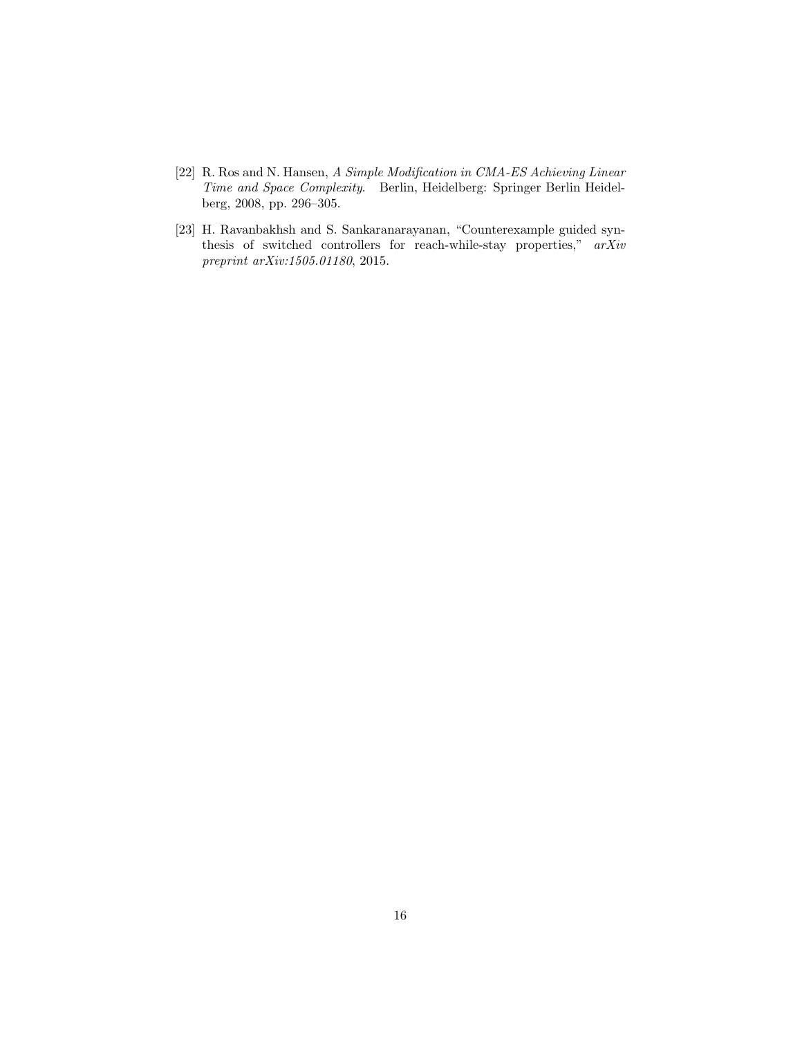[22] R. Ros and N. Hansen, *A Simple Modification in CMA-ES Achieving Linear Time and Space Complexity*. Berlin, Heidelberg: Springer Berlin Heidelberg, 2008, pp. 296–305.

[23] H. Ravanbakhsh and S. Sankaranarayanan, "Counterexample guided synthesis of switched controllers for reach-while-stay properties," *arXiv preprint arXiv:1505.01180*, 2015.